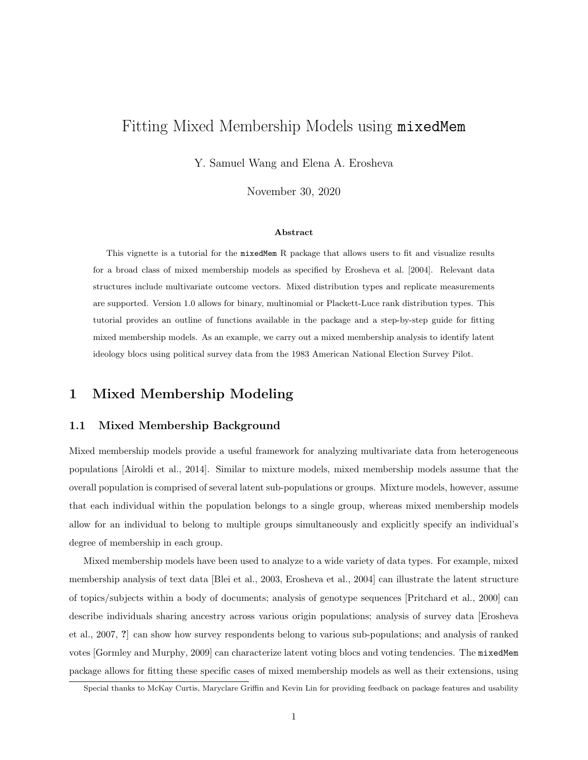# Fitting Mixed Membership Models using `mixedMem`

Y. Samuel Wang and Elena A. Erosheva

November 30, 2020

**Abstract**

This vignette is a tutorial for the `mixedMem` R package that allows users to fit and visualize results for a broad class of mixed membership models as specified by Erosheva et al. [2004]. Relevant data structures include multivariate outcome vectors. Mixed distribution types and replicate measurements are supported. Version 1.0 allows for binary, multinomial or Plackett-Luce rank distribution types. This tutorial provides an outline of functions available in the package and a step-by-step guide for fitting mixed membership models. As an example, we carry out a mixed membership analysis to identify latent ideology blocs using political survey data from the 1983 American National Election Survey Pilot.

## 1 Mixed Membership Modeling

### 1.1 Mixed Membership Background

Mixed membership models provide a useful framework for analyzing multivariate data from heterogeneous populations [Airoldi et al., 2014]. Similar to mixture models, mixed membership models assume that the overall population is comprised of several latent sub-populations or groups. Mixture models, however, assume that each individual within the population belongs to a single group, whereas mixed membership models allow for an individual to belong to multiple groups simultaneously and explicitly specify an individual's degree of membership in each group.

Mixed membership models have been used to analyze to a wide variety of data types. For example, mixed membership analysis of text data [Blei et al., 2003, Erosheva et al., 2004] can illustrate the latent structure of topics/subjects within a body of documents; analysis of genotype sequences [Pritchard et al., 2000] can describe individuals sharing ancestry across various origin populations; analysis of survey data [Erosheva et al., 2007, **?**] can show how survey respondents belong to various sub-populations; and analysis of ranked votes [Gormley and Murphy, 2009] can characterize latent voting blocs and voting tendencies. The `mixedMem` package allows for fitting these specific cases of mixed membership models as well as their extensions, using

Special thanks to McKay Curtis, Maryclare Griffin and Kevin Lin for providing feedback on package features and usability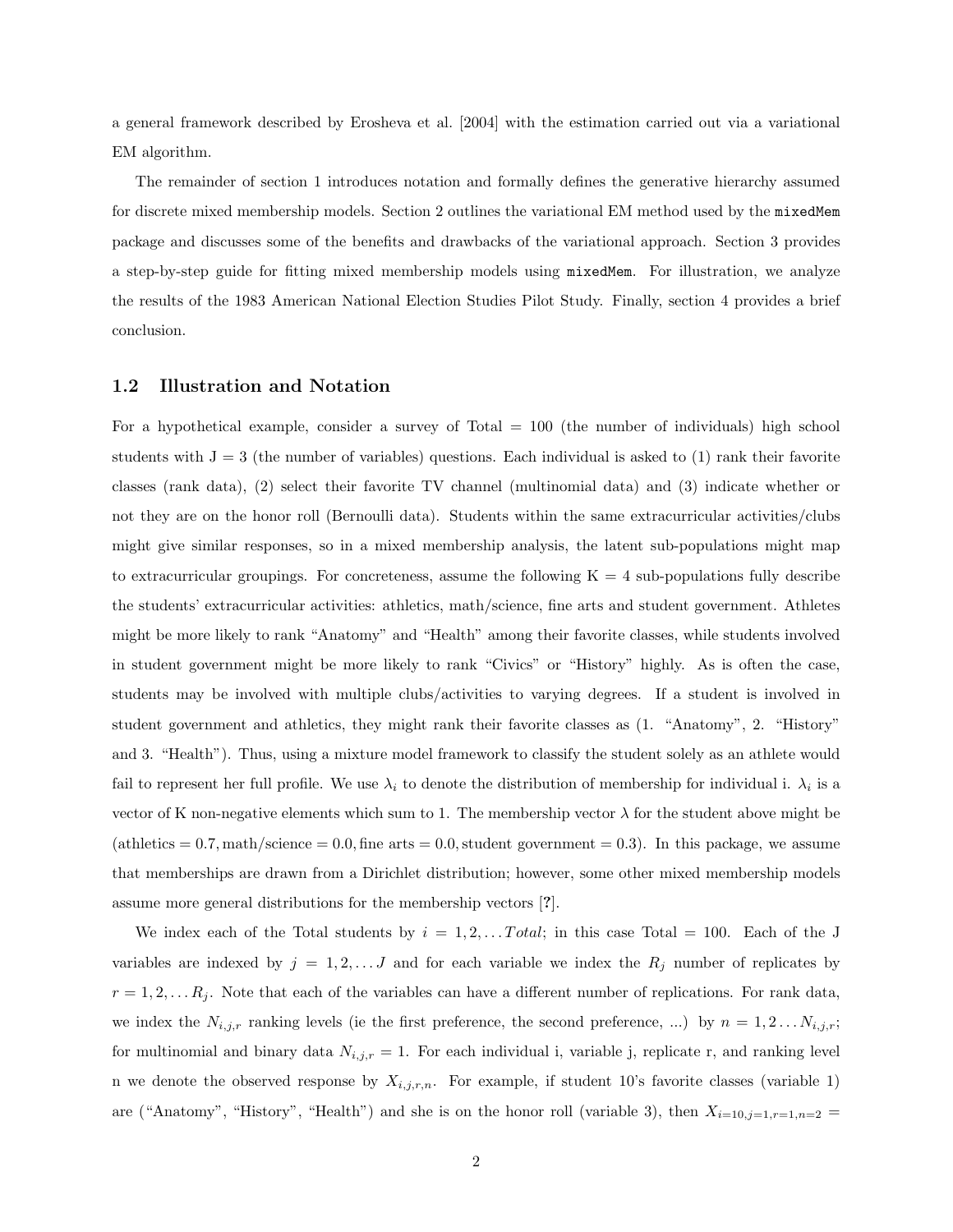a general framework described by Erosheva et al. [2004] with the estimation carried out via a variational EM algorithm.

The remainder of section 1 introduces notation and formally defines the generative hierarchy assumed for discrete mixed membership models. Section 2 outlines the variational EM method used by the `mixedMem` package and discusses some of the benefits and drawbacks of the variational approach. Section 3 provides a step-by-step guide for fitting mixed membership models using `mixedMem`. For illustration, we analyze the results of the 1983 American National Election Studies Pilot Study. Finally, section 4 provides a brief conclusion.

### 1.2 Illustration and Notation

For a hypothetical example, consider a survey of Total = 100 (the number of individuals) high school students with J = 3 (the number of variables) questions. Each individual is asked to (1) rank their favorite classes (rank data), (2) select their favorite TV channel (multinomial data) and (3) indicate whether or not they are on the honor roll (Bernoulli data). Students within the same extracurricular activities/clubs might give similar responses, so in a mixed membership analysis, the latent sub-populations might map to extracurricular groupings. For concreteness, assume the following K = 4 sub-populations fully describe the students' extracurricular activities: athletics, math/science, fine arts and student government. Athletes might be more likely to rank "Anatomy" and "Health" among their favorite classes, while students involved in student government might be more likely to rank "Civics" or "History" highly. As is often the case, students may be involved with multiple clubs/activities to varying degrees. If a student is involved in student government and athletics, they might rank their favorite classes as (1. "Anatomy", 2. "History" and 3. "Health"). Thus, using a mixture model framework to classify the student solely as an athlete would fail to represent her full profile. We use $\lambda_i$ to denote the distribution of membership for individual i. $\lambda_i$ is a vector of K non-negative elements which sum to 1. The membership vector $\lambda$ for the student above might be $(\text{athletics} = 0.7, \text{math/science} = 0.0, \text{fine arts} = 0.0, \text{student government} = 0.3)$. In this package, we assume that memberships are drawn from a Dirichlet distribution; however, some other mixed membership models assume more general distributions for the membership vectors [?].

We index each of the Total students by $i = 1, 2, \ldots Total$; in this case Total = 100. Each of the J variables are indexed by $j = 1, 2, \ldots J$ and for each variable we index the $R_j$ number of replicates by $r = 1, 2, \ldots R_j$. Note that each of the variables can have a different number of replications. For rank data, we index the $N_{i,j,r}$ ranking levels (ie the first preference, the second preference, ...) by $n = 1, 2 \ldots N_{i,j,r}$; for multinomial and binary data $N_{i,j,r} = 1$. For each individual i, variable j, replicate r, and ranking level n we denote the observed response by $X_{i,j,r,n}$. For example, if student 10's favorite classes (variable 1) are ("Anatomy", "History", "Health") and she is on the honor roll (variable 3), then $X_{i=10,j=1,r=1,n=2} =$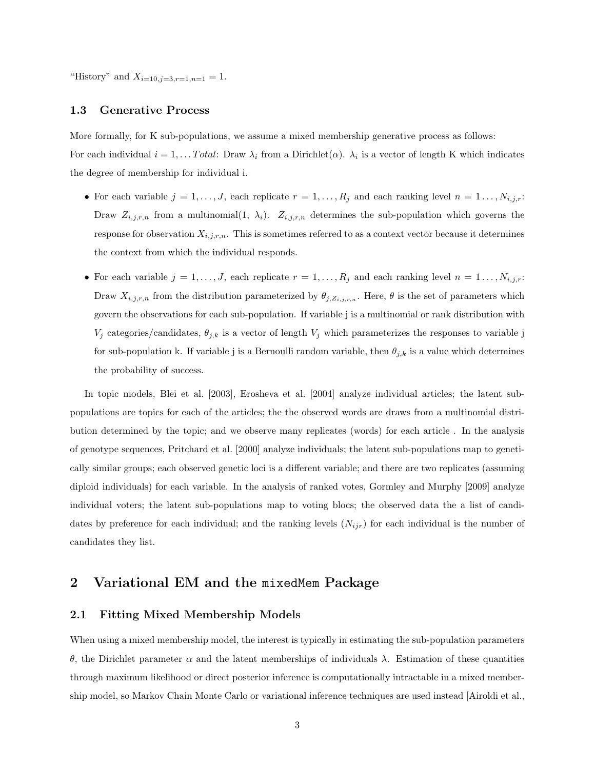"History" and $X_{i=10,j=3,r=1,n=1} = 1$.

### 1.3 Generative Process

More formally, for K sub-populations, we assume a mixed membership generative process as follows: For each individual $i = 1, \ldots Total$: Draw $\lambda_i$ from a Dirichlet($\alpha$). $\lambda_i$ is a vector of length K which indicates the degree of membership for individual i.

- For each variable $j = 1, \ldots, J$, each replicate $r = 1, \ldots, R_j$ and each ranking level $n = 1 \ldots, N_{i,j,r}$: Draw $Z_{i,j,r,n}$ from a multinomial(1, $\lambda_i$). $Z_{i,j,r,n}$ determines the sub-population which governs the response for observation $X_{i,j,r,n}$. This is sometimes referred to as a context vector because it determines the context from which the individual responds.

- For each variable $j = 1, \ldots, J$, each replicate $r = 1, \ldots, R_j$ and each ranking level $n = 1 \ldots, N_{i,j,r}$: Draw $X_{i,j,r,n}$ from the distribution parameterized by $\theta_{j,Z_{i,j,r,n}}$. Here, $\theta$ is the set of parameters which govern the observations for each sub-population. If variable j is a multinomial or rank distribution with $V_j$ categories/candidates, $\theta_{j,k}$ is a vector of length $V_j$ which parameterizes the responses to variable j for sub-population k. If variable j is a Bernoulli random variable, then $\theta_{j,k}$ is a value which determines the probability of success.

In topic models, Blei et al. [2003], Erosheva et al. [2004] analyze individual articles; the latent sub-populations are topics for each of the articles; the the observed words are draws from a multinomial distribution determined by the topic; and we observe many replicates (words) for each article . In the analysis of genotype sequences, Pritchard et al. [2000] analyze individuals; the latent sub-populations map to genetically similar groups; each observed genetic loci is a different variable; and there are two replicates (assuming diploid individuals) for each variable. In the analysis of ranked votes, Gormley and Murphy [2009] analyze individual voters; the latent sub-populations map to voting blocs; the observed data the a list of candidates by preference for each individual; and the ranking levels ($N_{ijr}$) for each individual is the number of candidates they list.

## 2 Variational EM and the mixedMem Package

### 2.1 Fitting Mixed Membership Models

When using a mixed membership model, the interest is typically in estimating the sub-population parameters $\theta$, the Dirichlet parameter $\alpha$ and the latent memberships of individuals $\lambda$. Estimation of these quantities through maximum likelihood or direct posterior inference is computationally intractable in a mixed membership model, so Markov Chain Monte Carlo or variational inference techniques are used instead [Airoldi et al.,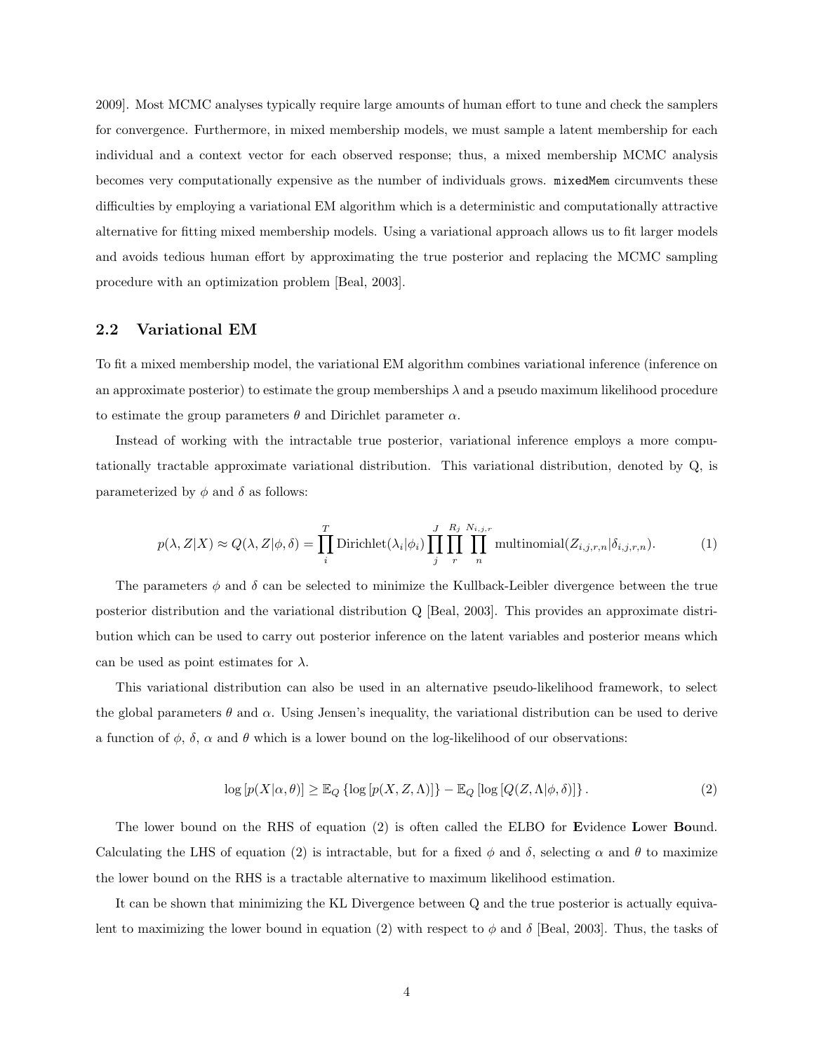2009]. Most MCMC analyses typically require large amounts of human effort to tune and check the samplers for convergence. Furthermore, in mixed membership models, we must sample a latent membership for each individual and a context vector for each observed response; thus, a mixed membership MCMC analysis becomes very computationally expensive as the number of individuals grows. `mixedMem` circumvents these difficulties by employing a variational EM algorithm which is a deterministic and computationally attractive alternative for fitting mixed membership models. Using a variational approach allows us to fit larger models and avoids tedious human effort by approximating the true posterior and replacing the MCMC sampling procedure with an optimization problem [Beal, 2003].

## 2.2 Variational EM

To fit a mixed membership model, the variational EM algorithm combines variational inference (inference on an approximate posterior) to estimate the group memberships $\lambda$ and a pseudo maximum likelihood procedure to estimate the group parameters $\theta$ and Dirichlet parameter $\alpha$.

Instead of working with the intractable true posterior, variational inference employs a more computationally tractable approximate variational distribution. This variational distribution, denoted by Q, is parameterized by $\phi$ and $\delta$ as follows:

$$p(\lambda, Z|X) \approx Q(\lambda, Z|\phi, \delta) = \prod_{i}^{T} \text{Dirichlet}(\lambda_i|\phi_i) \prod_{j}^{J} \prod_{r}^{R_j} \prod_{n}^{N_{i,j,r}} \text{multinomial}(Z_{i,j,r,n}|\delta_{i,j,r,n}). \tag{1}$$

The parameters $\phi$ and $\delta$ can be selected to minimize the Kullback-Leibler divergence between the true posterior distribution and the variational distribution Q [Beal, 2003]. This provides an approximate distribution which can be used to carry out posterior inference on the latent variables and posterior means which can be used as point estimates for $\lambda$.

This variational distribution can also be used in an alternative pseudo-likelihood framework, to select the global parameters $\theta$ and $\alpha$. Using Jensen's inequality, the variational distribution can be used to derive a function of $\phi$, $\delta$, $\alpha$ and $\theta$ which is a lower bound on the log-likelihood of our observations:

$$\log\left[p(X|\alpha, \theta)\right] \geq \mathbb{E}_Q \left\{\log\left[p(X, Z, \Lambda)\right]\right\} - \mathbb{E}_Q \left[\log\left[Q(Z, \Lambda|\phi, \delta)\right]\right\}. \tag{2}$$

The lower bound on the RHS of equation (2) is often called the ELBO for **E**vidence **L**ower **Bo**und. Calculating the LHS of equation (2) is intractable, but for a fixed $\phi$ and $\delta$, selecting $\alpha$ and $\theta$ to maximize the lower bound on the RHS is a tractable alternative to maximum likelihood estimation.

It can be shown that minimizing the KL Divergence between Q and the true posterior is actually equivalent to maximizing the lower bound in equation (2) with respect to $\phi$ and $\delta$ [Beal, 2003]. Thus, the tasks of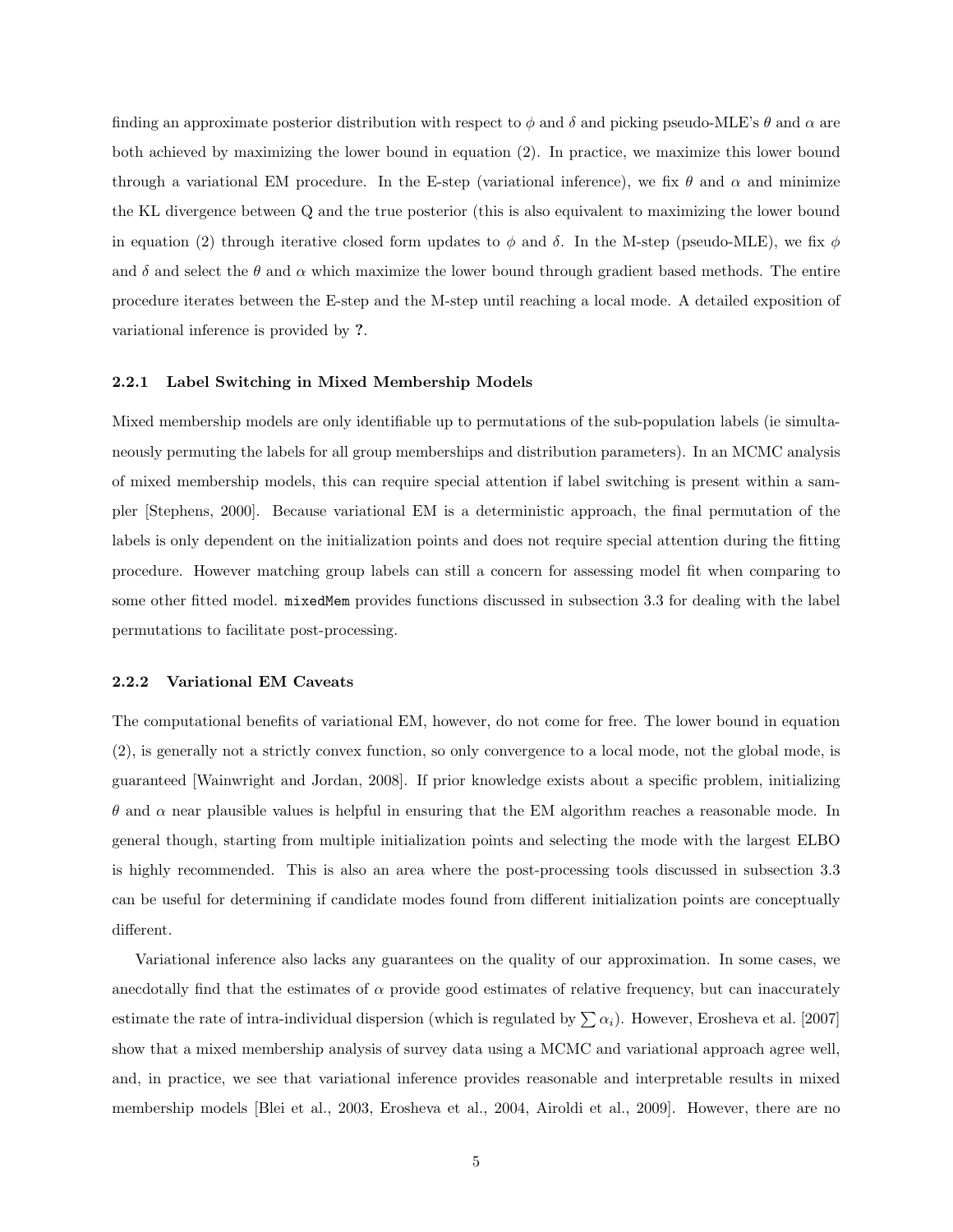finding an approximate posterior distribution with respect to $\phi$ and $\delta$ and picking pseudo-MLE's $\theta$ and $\alpha$ are both achieved by maximizing the lower bound in equation (2). In practice, we maximize this lower bound through a variational EM procedure. In the E-step (variational inference), we fix $\theta$ and $\alpha$ and minimize the KL divergence between Q and the true posterior (this is also equivalent to maximizing the lower bound in equation (2) through iterative closed form updates to $\phi$ and $\delta$. In the M-step (pseudo-MLE), we fix $\phi$ and $\delta$ and select the $\theta$ and $\alpha$ which maximize the lower bound through gradient based methods. The entire procedure iterates between the E-step and the M-step until reaching a local mode. A detailed exposition of variational inference is provided by **?**.

### 2.2.1 Label Switching in Mixed Membership Models

Mixed membership models are only identifiable up to permutations of the sub-population labels (ie simultaneously permuting the labels for all group memberships and distribution parameters). In an MCMC analysis of mixed membership models, this can require special attention if label switching is present within a sampler [Stephens, 2000]. Because variational EM is a deterministic approach, the final permutation of the labels is only dependent on the initialization points and does not require special attention during the fitting procedure. However matching group labels can still a concern for assessing model fit when comparing to some other fitted model. `mixedMem` provides functions discussed in subsection 3.3 for dealing with the label permutations to facilitate post-processing.

### 2.2.2 Variational EM Caveats

The computational benefits of variational EM, however, do not come for free. The lower bound in equation (2), is generally not a strictly convex function, so only convergence to a local mode, not the global mode, is guaranteed [Wainwright and Jordan, 2008]. If prior knowledge exists about a specific problem, initializing $\theta$ and $\alpha$ near plausible values is helpful in ensuring that the EM algorithm reaches a reasonable mode. In general though, starting from multiple initialization points and selecting the mode with the largest ELBO is highly recommended. This is also an area where the post-processing tools discussed in subsection 3.3 can be useful for determining if candidate modes found from different initialization points are conceptually different.

Variational inference also lacks any guarantees on the quality of our approximation. In some cases, we anecdotally find that the estimates of $\alpha$ provide good estimates of relative frequency, but can inaccurately estimate the rate of intra-individual dispersion (which is regulated by $\sum \alpha_i$). However, Erosheva et al. [2007] show that a mixed membership analysis of survey data using a MCMC and variational approach agree well, and, in practice, we see that variational inference provides reasonable and interpretable results in mixed membership models [Blei et al., 2003, Erosheva et al., 2004, Airoldi et al., 2009]. However, there are no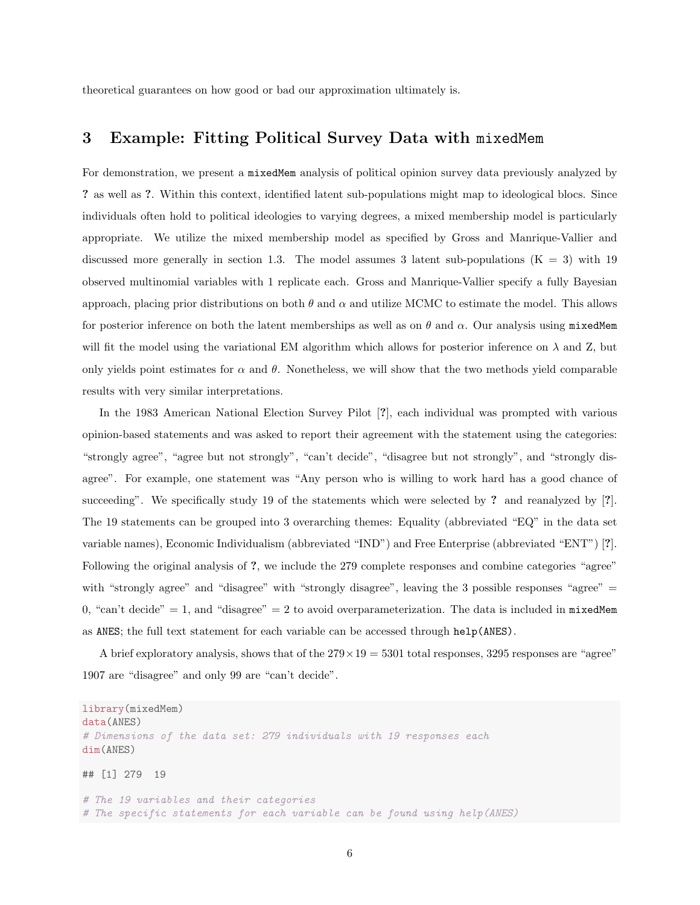theoretical guarantees on how good or bad our approximation ultimately is.

## 3 Example: Fitting Political Survey Data with mixedMem

For demonstration, we present a mixedMem analysis of political opinion survey data previously analyzed by **?** as well as **?**. Within this context, identified latent sub-populations might map to ideological blocs. Since individuals often hold to political ideologies to varying degrees, a mixed membership model is particularly appropriate. We utilize the mixed membership model as specified by Gross and Manrique-Vallier and discussed more generally in section 1.3. The model assumes 3 latent sub-populations (K = 3) with 19 observed multinomial variables with 1 replicate each. Gross and Manrique-Vallier specify a fully Bayesian approach, placing prior distributions on both $\theta$ and $\alpha$ and utilize MCMC to estimate the model. This allows for posterior inference on both the latent memberships as well as on $\theta$ and $\alpha$. Our analysis using mixedMem will fit the model using the variational EM algorithm which allows for posterior inference on $\lambda$ and Z, but only yields point estimates for $\alpha$ and $\theta$. Nonetheless, we will show that the two methods yield comparable results with very similar interpretations.

In the 1983 American National Election Survey Pilot [**?**], each individual was prompted with various opinion-based statements and was asked to report their agreement with the statement using the categories: "strongly agree", "agree but not strongly", "can't decide", "disagree but not strongly", and "strongly disagree". For example, one statement was "Any person who is willing to work hard has a good chance of succeeding". We specifically study 19 of the statements which were selected by **?** and reanalyzed by [**?**]. The 19 statements can be grouped into 3 overarching themes: Equality (abbreviated "EQ" in the data set variable names), Economic Individualism (abbreviated "IND") and Free Enterprise (abbreviated "ENT") [**?**]. Following the original analysis of **?**, we include the 279 complete responses and combine categories "agree" with "strongly agree" and "disagree" with "strongly disagree", leaving the 3 possible responses "agree" = 0, "can't decide" = 1, and "disagree" = 2 to avoid overparameterization. The data is included in mixedMem as ANES; the full text statement for each variable can be accessed through help(ANES).

A brief exploratory analysis, shows that of the $279 \times 19 = 5301$ total responses, 3295 responses are "agree" 1907 are "disagree" and only 99 are "can't decide".

```
library(mixedMem)
data(ANES)
# Dimensions of the data set: 279 individuals with 19 responses each
dim(ANES)

## [1] 279  19

# The 19 variables and their categories
# The specific statements for each variable can be found using help(ANES)
```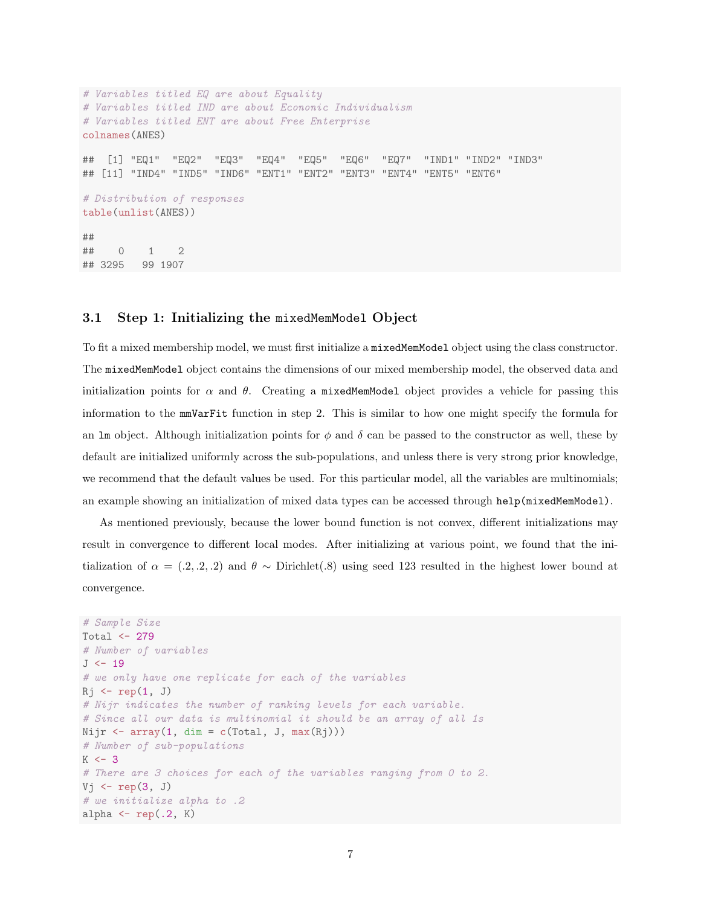```
# Variables titled EQ are about Equality
# Variables titled IND are about Econonic Individualism
# Variables titled ENT are about Free Enterprise
colnames(ANES)

##  [1] "EQ1"  "EQ2"  "EQ3"  "EQ4"  "EQ5"  "EQ6"  "EQ7"  "IND1" "IND2" "IND3"
## [11] "IND4" "IND5" "IND6" "ENT1" "ENT2" "ENT3" "ENT4" "ENT5" "ENT6"

# Distribution of responses
table(unlist(ANES))

##
##    0    1    2
## 3295   99 1907
```

### 3.1 Step 1: Initializing the `mixedMemModel` Object

To fit a mixed membership model, we must first initialize a `mixedMemModel` object using the class constructor. The `mixedMemModel` object contains the dimensions of our mixed membership model, the observed data and initialization points for $\alpha$ and $\theta$. Creating a `mixedMemModel` object provides a vehicle for passing this information to the `mmVarFit` function in step 2. This is similar to how one might specify the formula for an `lm` object. Although initialization points for $\phi$ and $\delta$ can be passed to the constructor as well, these by default are initialized uniformly across the sub-populations, and unless there is very strong prior knowledge, we recommend that the default values be used. For this particular model, all the variables are multinomials; an example showing an initialization of mixed data types can be accessed through `help(mixedMemModel)`.

As mentioned previously, because the lower bound function is not convex, different initializations may result in convergence to different local modes. After initializing at various point, we found that the initialization of $\alpha = (.2, .2, .2)$ and $\theta \sim \text{Dirichlet}(.8)$ using seed 123 resulted in the highest lower bound at convergence.

```
# Sample Size
Total <- 279
# Number of variables
J <- 19
# we only have one replicate for each of the variables
Rj <- rep(1, J)
# Nijr indicates the number of ranking levels for each variable.
# Since all our data is multinomial it should be an array of all 1s
Nijr <- array(1, dim = c(Total, J, max(Rj)))
# Number of sub-populations
K <- 3
# There are 3 choices for each of the variables ranging from 0 to 2.
Vj <- rep(3, J)
# we initialize alpha to .2
alpha <- rep(.2, K)
```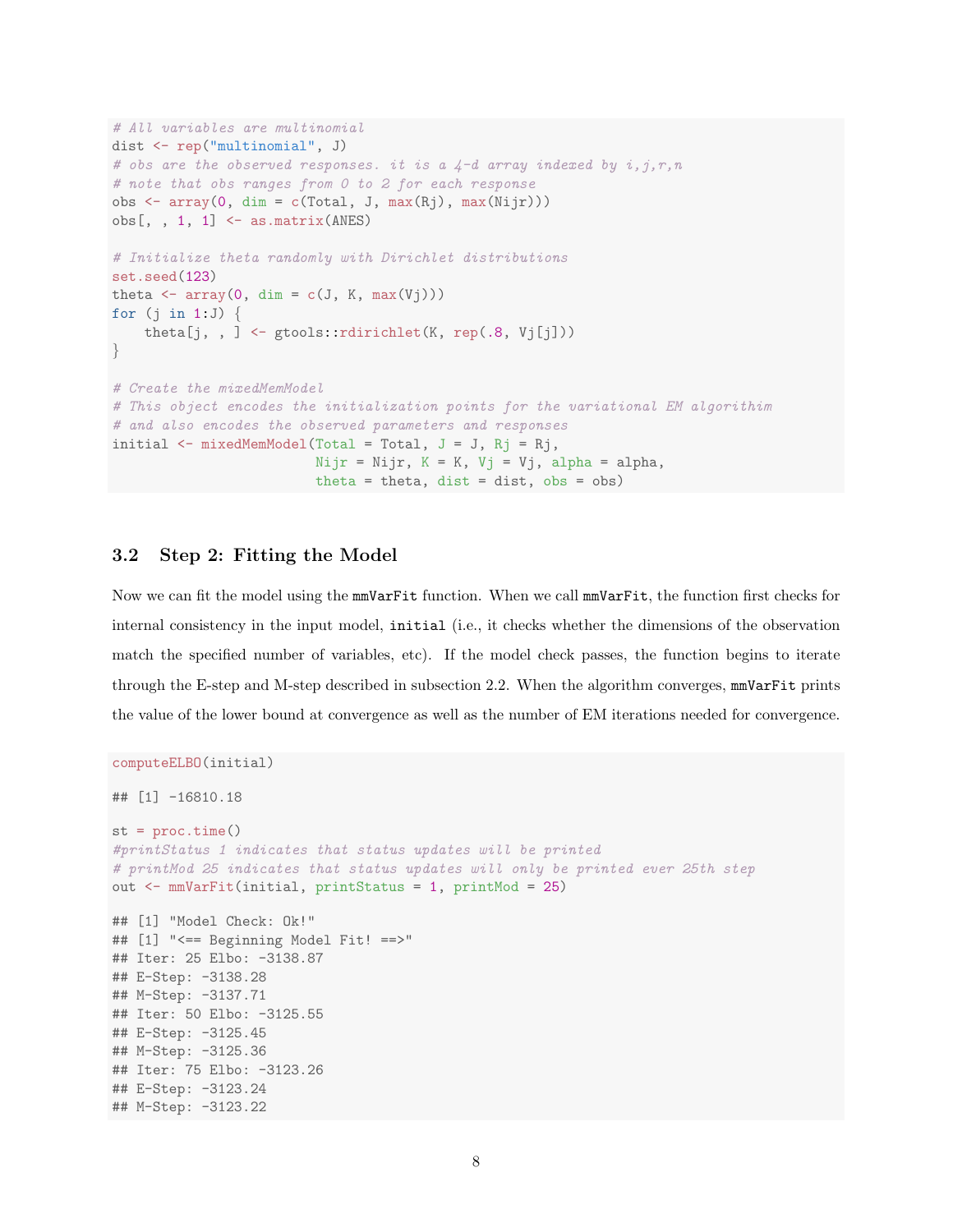```r
# All variables are multinomial
dist <- rep("multinomial", J)
# obs are the observed responses. it is a 4-d array indexed by i,j,r,n
# note that obs ranges from 0 to 2 for each response
obs <- array(0, dim = c(Total, J, max(Rj), max(Nijr)))
obs[, , 1, 1] <- as.matrix(ANES)

# Initialize theta randomly with Dirichlet distributions
set.seed(123)
theta <- array(0, dim = c(J, K, max(Vj)))
for (j in 1:J) {
    theta[j, , ] <- gtools::rdirichlet(K, rep(.8, Vj[j]))
}

# Create the mixedMemModel
# This object encodes the initialization points for the variational EM algorithim
# and also encodes the observed parameters and responses
initial <- mixedMemModel(Total = Total, J = J, Rj = Rj,
                         Nijr = Nijr, K = K, Vj = Vj, alpha = alpha,
                         theta = theta, dist = dist, obs = obs)
```

### 3.2 Step 2: Fitting the Model

Now we can fit the model using the `mmVarFit` function. When we call `mmVarFit`, the function first checks for internal consistency in the input model, `initial` (i.e., it checks whether the dimensions of the observation match the specified number of variables, etc). If the model check passes, the function begins to iterate through the E-step and M-step described in subsection 2.2. When the algorithm converges, `mmVarFit` prints the value of the lower bound at convergence as well as the number of EM iterations needed for convergence.

```r
computeELBO(initial)

## [1] -16810.18

st = proc.time()
#printStatus 1 indicates that status updates will be printed
# printMod 25 indicates that status updates will only be printed ever 25th step
out <- mmVarFit(initial, printStatus = 1, printMod = 25)

## [1] "Model Check: Ok!"
## [1] "<== Beginning Model Fit! ==>"
## Iter: 25 Elbo: -3138.87
## E-Step: -3138.28
## M-Step: -3137.71
## Iter: 50 Elbo: -3125.55
## E-Step: -3125.45
## M-Step: -3125.36
## Iter: 75 Elbo: -3123.26
## E-Step: -3123.24
## M-Step: -3123.22
```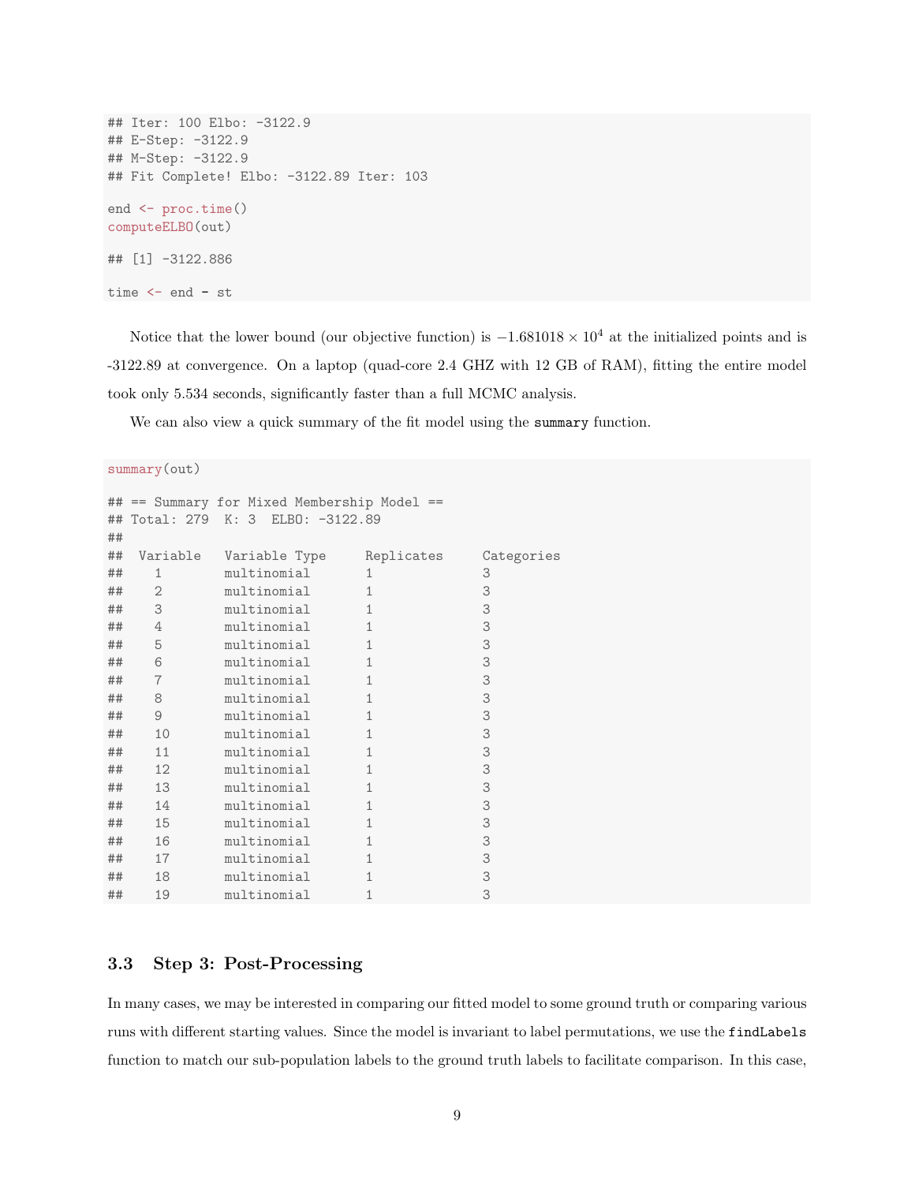```
## Iter: 100 Elbo: -3122.9
## E-Step: -3122.9
## M-Step: -3122.9
## Fit Complete! Elbo: -3122.89 Iter: 103

end <- proc.time()
computeELBO(out)

## [1] -3122.886

time <- end - st
```

Notice that the lower bound (our objective function) is $-1.681018 \times 10^4$ at the initialized points and is -3122.89 at convergence. On a laptop (quad-core 2.4 GHZ with 12 GB of RAM), fitting the entire model took only 5.534 seconds, significantly faster than a full MCMC analysis.

We can also view a quick summary of the fit model using the `summary` function.

```
summary(out)

## == Summary for Mixed Membership Model ==
## Total: 279  K: 3  ELBO: -3122.89
##
##  Variable   Variable Type     Replicates     Categories
##     1        multinomial       1              3
##     2        multinomial       1              3
##     3        multinomial       1              3
##     4        multinomial       1              3
##     5        multinomial       1              3
##     6        multinomial       1              3
##     7        multinomial       1              3
##     8        multinomial       1              3
##     9        multinomial       1              3
##     10       multinomial       1              3
##     11       multinomial       1              3
##     12       multinomial       1              3
##     13       multinomial       1              3
##     14       multinomial       1              3
##     15       multinomial       1              3
##     16       multinomial       1              3
##     17       multinomial       1              3
##     18       multinomial       1              3
##     19       multinomial       1              3
```

### 3.3 Step 3: Post-Processing

In many cases, we may be interested in comparing our fitted model to some ground truth or comparing various runs with different starting values. Since the model is invariant to label permutations, we use the `findLabels` function to match our sub-population labels to the ground truth labels to facilitate comparison. In this case,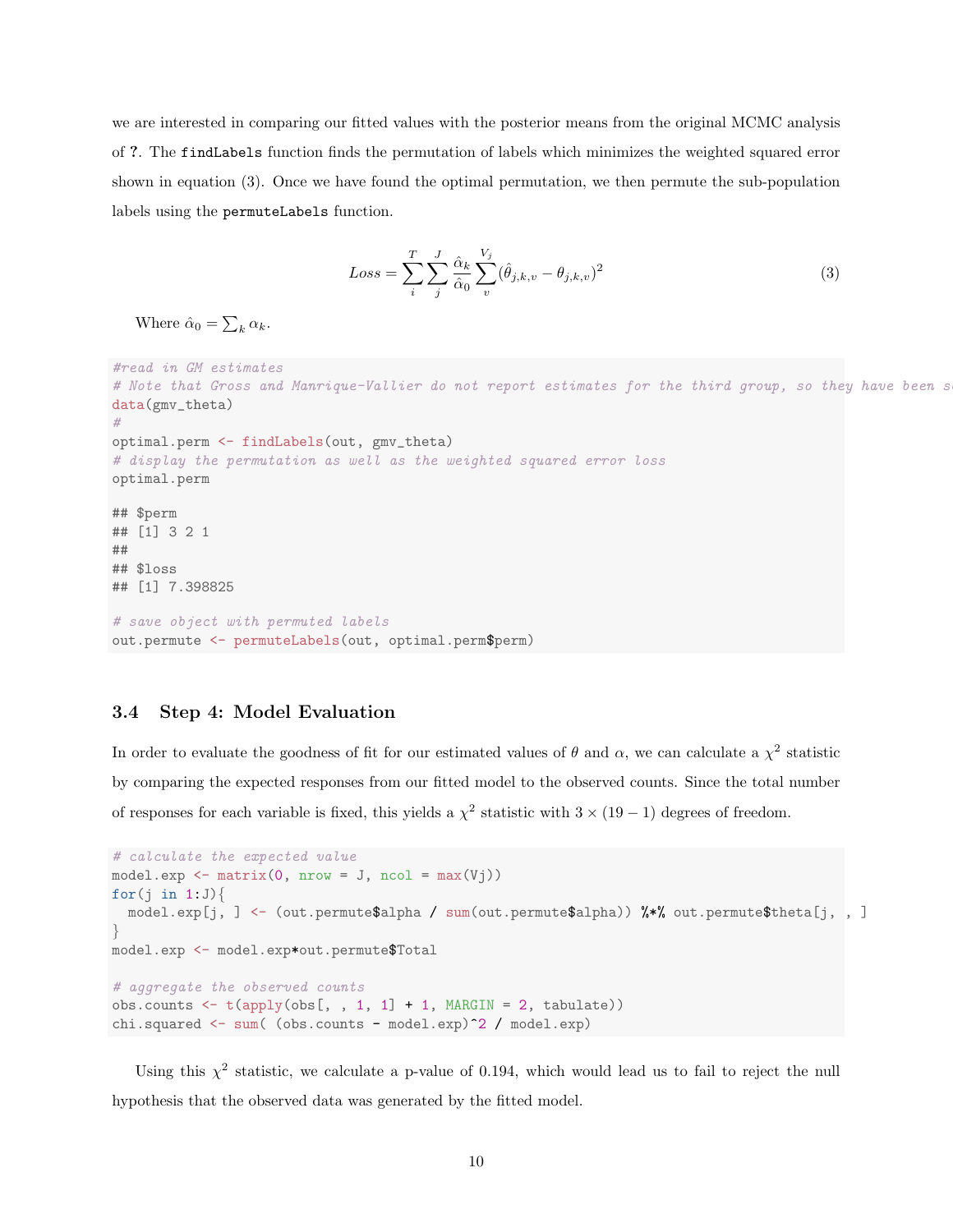we are interested in comparing our fitted values with the posterior means from the original MCMC analysis of ?. The findLabels function finds the permutation of labels which minimizes the weighted squared error shown in equation (3). Once we have found the optimal permutation, we then permute the sub-population labels using the permuteLabels function.

$$Loss = \sum_{i}^{T} \sum_{j}^{J} \frac{\hat{\alpha}_k}{\hat{\alpha}_0} \sum_{v}^{V_j} (\hat{\theta}_{j,k,v} - \theta_{j,k,v})^2 \tag{3}$$

Where $\hat{\alpha}_0 = \sum_k \alpha_k$.

```
#read in GM estimates
# Note that Gross and Manrique-Vallier do not report estimates for the third group, so they have been s
data(gmv_theta)
#
optimal.perm <- findLabels(out, gmv_theta)
# display the permutation as well as the weighted squared error loss
optimal.perm

## $perm
## [1] 3 2 1
##
## $loss
## [1] 7.398825

# save object with permuted labels
out.permute <- permuteLabels(out, optimal.perm$perm)
```

### 3.4 Step 4: Model Evaluation

In order to evaluate the goodness of fit for our estimated values of $\theta$ and $\alpha$, we can calculate a $\chi^2$ statistic by comparing the expected responses from our fitted model to the observed counts. Since the total number of responses for each variable is fixed, this yields a $\chi^2$ statistic with $3 \times (19 - 1)$ degrees of freedom.

```
# calculate the expected value
model.exp <- matrix(0, nrow = J, ncol = max(Vj))
for(j in 1:J){
  model.exp[j, ] <- (out.permute$alpha / sum(out.permute$alpha)) %*% out.permute$theta[j, , ]
}
model.exp <- model.exp*out.permute$Total

# aggregate the observed counts
obs.counts <- t(apply(obs[, , 1, 1] + 1, MARGIN = 2, tabulate))
chi.squared <- sum( (obs.counts - model.exp)^2 / model.exp)
```

Using this $\chi^2$ statistic, we calculate a p-value of 0.194, which would lead us to fail to reject the null hypothesis that the observed data was generated by the fitted model.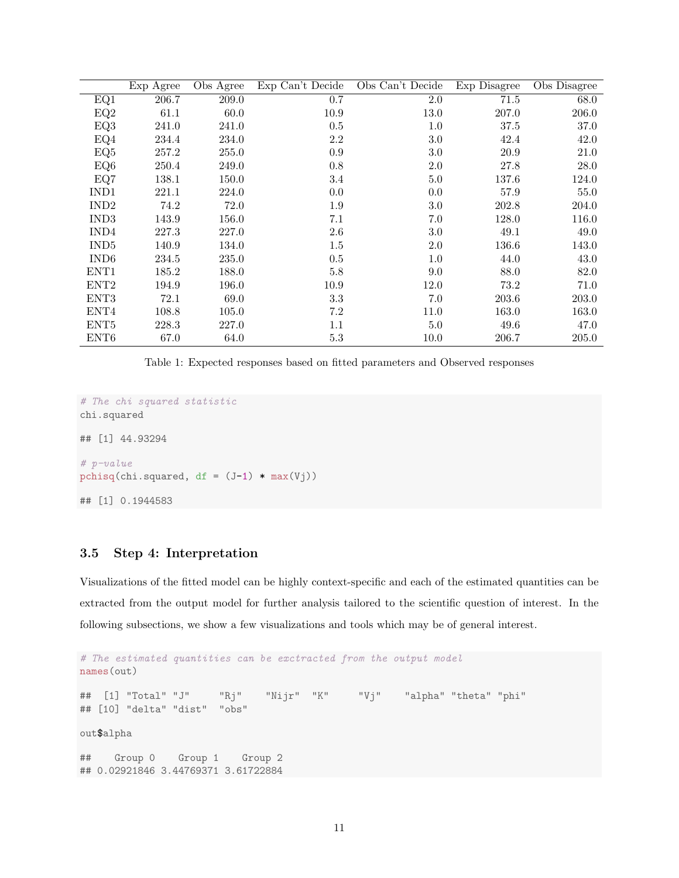|  | Exp Agree | Obs Agree | Exp Can't Decide | Obs Can't Decide | Exp Disagree | Obs Disagree |
|---|---|---|---|---|---|---|
| EQ1 | 206.7 | 209.0 | 0.7 | 2.0 | 71.5 | 68.0 |
| EQ2 | 61.1 | 60.0 | 10.9 | 13.0 | 207.0 | 206.0 |
| EQ3 | 241.0 | 241.0 | 0.5 | 1.0 | 37.5 | 37.0 |
| EQ4 | 234.4 | 234.0 | 2.2 | 3.0 | 42.4 | 42.0 |
| EQ5 | 257.2 | 255.0 | 0.9 | 3.0 | 20.9 | 21.0 |
| EQ6 | 250.4 | 249.0 | 0.8 | 2.0 | 27.8 | 28.0 |
| EQ7 | 138.1 | 150.0 | 3.4 | 5.0 | 137.6 | 124.0 |
| IND1 | 221.1 | 224.0 | 0.0 | 0.0 | 57.9 | 55.0 |
| IND2 | 74.2 | 72.0 | 1.9 | 3.0 | 202.8 | 204.0 |
| IND3 | 143.9 | 156.0 | 7.1 | 7.0 | 128.0 | 116.0 |
| IND4 | 227.3 | 227.0 | 2.6 | 3.0 | 49.1 | 49.0 |
| IND5 | 140.9 | 134.0 | 1.5 | 2.0 | 136.6 | 143.0 |
| IND6 | 234.5 | 235.0 | 0.5 | 1.0 | 44.0 | 43.0 |
| ENT1 | 185.2 | 188.0 | 5.8 | 9.0 | 88.0 | 82.0 |
| ENT2 | 194.9 | 196.0 | 10.9 | 12.0 | 73.2 | 71.0 |
| ENT3 | 72.1 | 69.0 | 3.3 | 7.0 | 203.6 | 203.0 |
| ENT4 | 108.8 | 105.0 | 7.2 | 11.0 | 163.0 | 163.0 |
| ENT5 | 228.3 | 227.0 | 1.1 | 5.0 | 49.6 | 47.0 |
| ENT6 | 67.0 | 64.0 | 5.3 | 10.0 | 206.7 | 205.0 |

Table 1: Expected responses based on fitted parameters and Observed responses

```
# The chi squared statistic
chi.squared

## [1] 44.93294

# p-value
pchisq(chi.squared, df = (J-1) * max(Vj))

## [1] 0.1944583
```

### 3.5 Step 4: Interpretation

Visualizations of the fitted model can be highly context-specific and each of the estimated quantities can be extracted from the output model for further analysis tailored to the scientific question of interest. In the following subsections, we show a few visualizations and tools which may be of general interest.

```
# The estimated quantities can be exctracted from the output model
names(out)

##  [1] "Total" "J"     "Rj"    "Nijr"  "K"     "Vj"    "alpha" "theta" "phi"
## [10] "delta" "dist"  "obs"

out$alpha

##    Group 0    Group 1    Group 2
## 0.02921846 3.44769371 3.61722884
```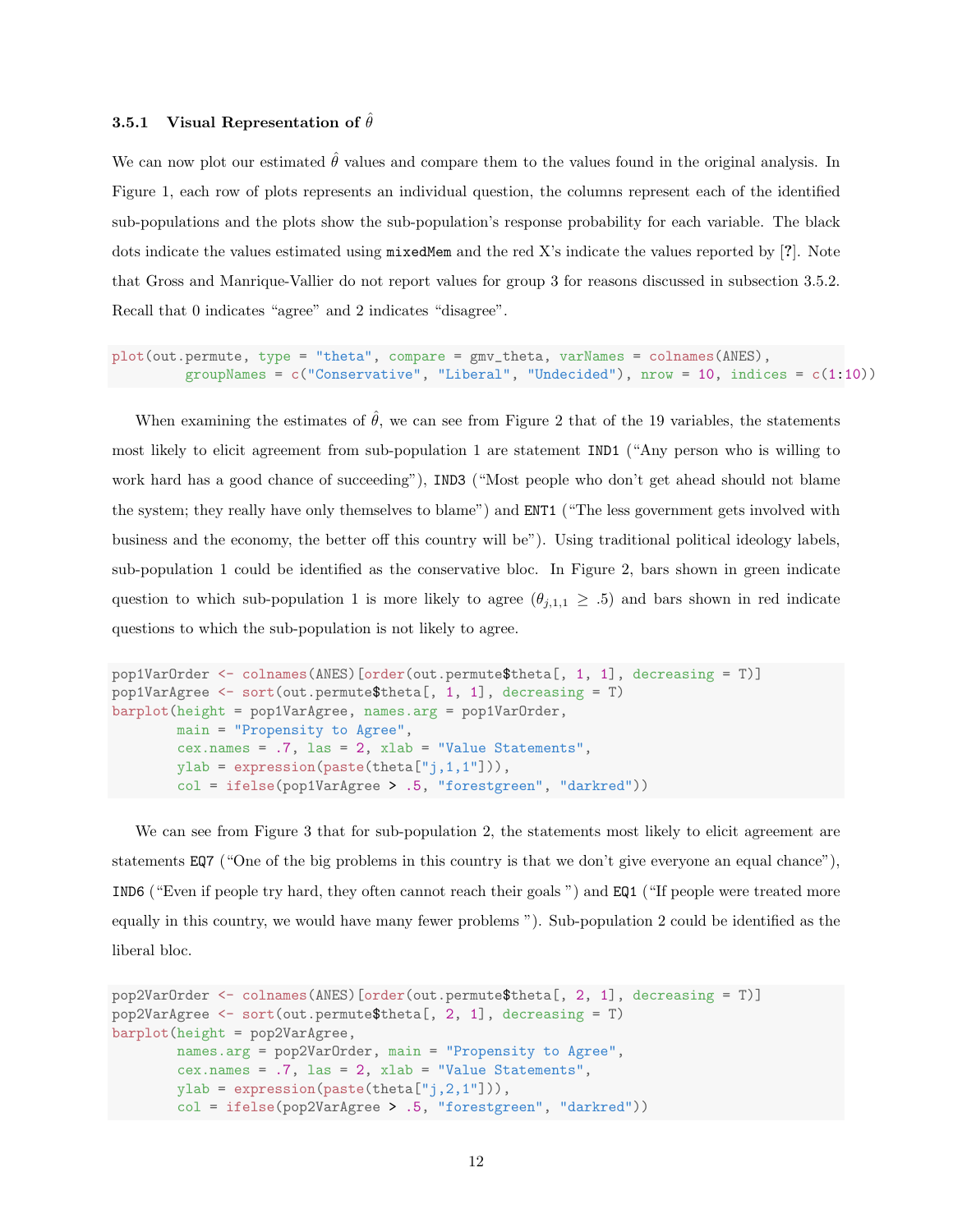### 3.5.1 Visual Representation of $\hat{\theta}$

We can now plot our estimated $\hat{\theta}$ values and compare them to the values found in the original analysis. In Figure 1, each row of plots represents an individual question, the columns represent each of the identified sub-populations and the plots show the sub-population's response probability for each variable. The black dots indicate the values estimated using `mixedMem` and the red X's indicate the values reported by [?]. Note that Gross and Manrique-Vallier do not report values for group 3 for reasons discussed in subsection 3.5.2. Recall that 0 indicates "agree" and 2 indicates "disagree".

```
plot(out.permute, type = "theta", compare = gmv_theta, varNames = colnames(ANES),
        groupNames = c("Conservative", "Liberal", "Undecided"), nrow = 10, indices = c(1:10))
```

When examining the estimates of $\hat{\theta}$, we can see from Figure 2 that of the 19 variables, the statements most likely to elicit agreement from sub-population 1 are statement `IND1` ("Any person who is willing to work hard has a good chance of succeeding"), `IND3` ("Most people who don't get ahead should not blame the system; they really have only themselves to blame") and `ENT1` ("The less government gets involved with business and the economy, the better off this country will be"). Using traditional political ideology labels, sub-population 1 could be identified as the conservative bloc. In Figure 2, bars shown in green indicate question to which sub-population 1 is more likely to agree ($\theta_{j,1,1} \geq .5$) and bars shown in red indicate questions to which the sub-population is not likely to agree.

```
pop1VarOrder <- colnames(ANES)[order(out.permute$theta[, 1, 1], decreasing = T)]
pop1VarAgree <- sort(out.permute$theta[, 1, 1], decreasing = T)
barplot(height = pop1VarAgree, names.arg = pop1VarOrder,
        main = "Propensity to Agree",
        cex.names = .7, las = 2, xlab = "Value Statements",
        ylab = expression(paste(theta["j,1,1"])),
        col = ifelse(pop1VarAgree > .5, "forestgreen", "darkred"))
```

We can see from Figure 3 that for sub-population 2, the statements most likely to elicit agreement are statements `EQ7` ("One of the big problems in this country is that we don't give everyone an equal chance"), `IND6` ("Even if people try hard, they often cannot reach their goals ") and `EQ1` ("If people were treated more equally in this country, we would have many fewer problems "). Sub-population 2 could be identified as the liberal bloc.

```
pop2VarOrder <- colnames(ANES)[order(out.permute$theta[, 2, 1], decreasing = T)]
pop2VarAgree <- sort(out.permute$theta[, 2, 1], decreasing = T)
barplot(height = pop2VarAgree,
        names.arg = pop2VarOrder, main = "Propensity to Agree",
        cex.names = .7, las = 2, xlab = "Value Statements",
        ylab = expression(paste(theta["j,2,1"])),
        col = ifelse(pop2VarAgree > .5, "forestgreen", "darkred"))
```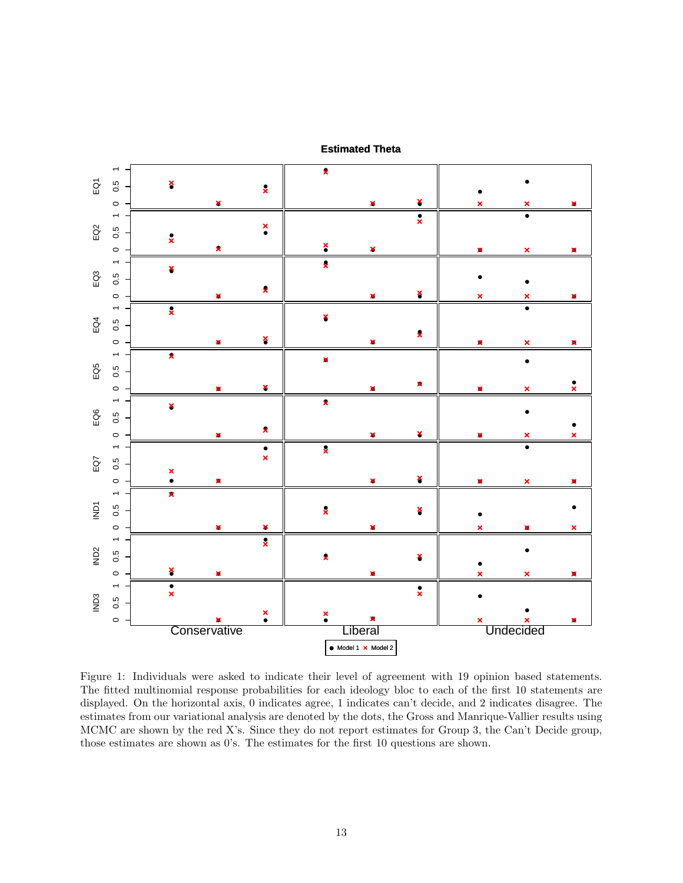Figure 1: Individuals were asked to indicate their level of agreement with 19 opinion based statements. The fitted multinomial response probabilities for each ideology bloc to each of the first 10 statements are displayed. On the horizontal axis, 0 indicates agree, 1 indicates can't decide, and 2 indicates disagree. The estimates from our variational analysis are denoted by the dots, the Gross and Manrique-Vallier results using MCMC are shown by the red X's. Since they do not report estimates for Group 3, the Can't Decide group, those estimates are shown as 0's. The estimates for the first 10 questions are shown.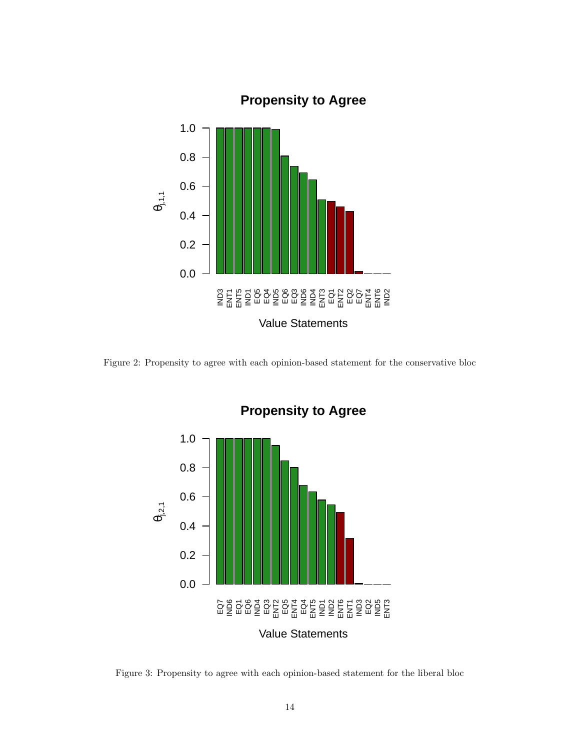Figure 2: Propensity to agree with each opinion-based statement for the conservative bloc

Figure 3: Propensity to agree with each opinion-based statement for the liberal bloc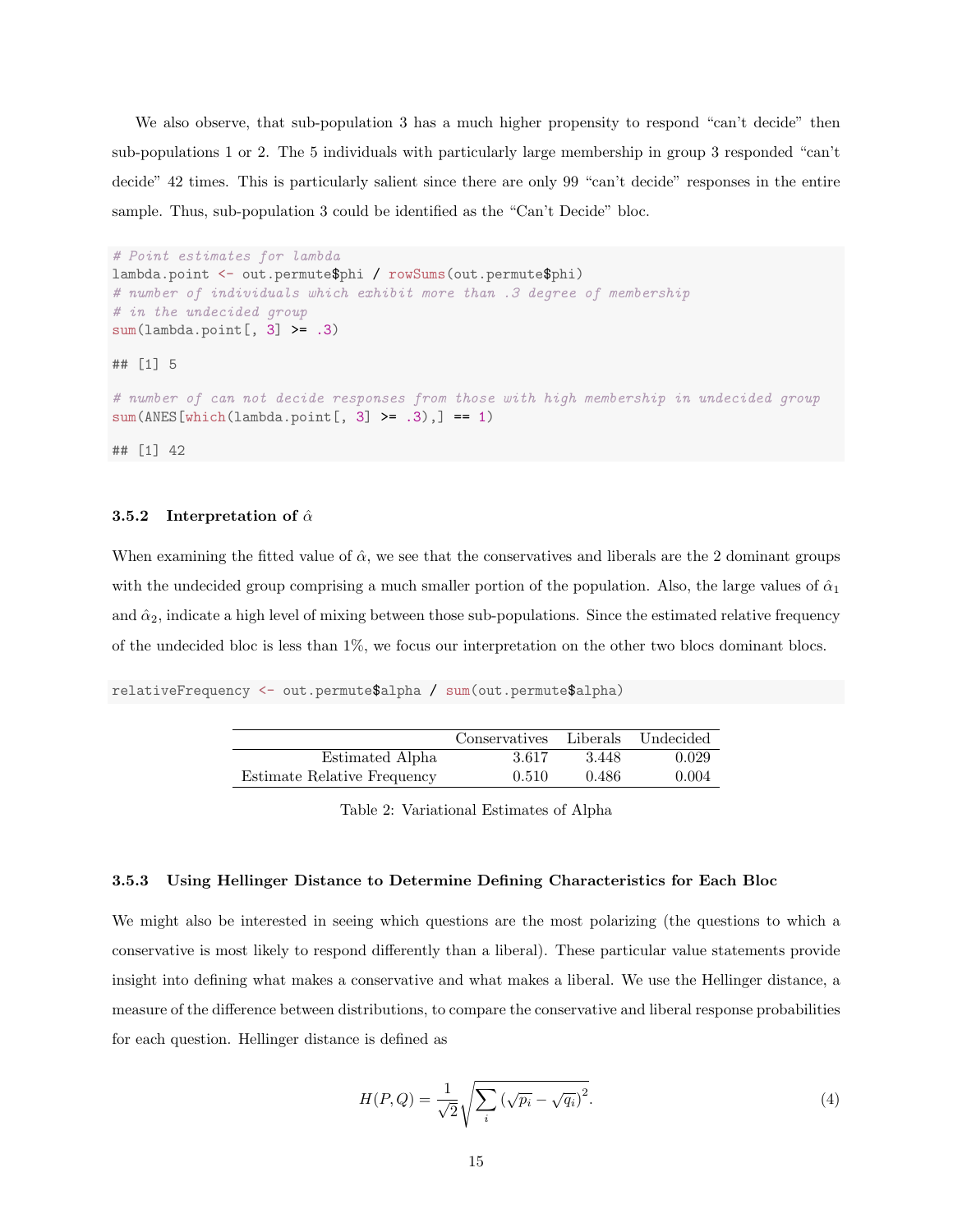We also observe, that sub-population 3 has a much higher propensity to respond "can't decide" then sub-populations 1 or 2. The 5 individuals with particularly large membership in group 3 responded "can't decide" 42 times. This is particularly salient since there are only 99 "can't decide" responses in the entire sample. Thus, sub-population 3 could be identified as the "Can't Decide" bloc.

```
# Point estimates for lambda
lambda.point <- out.permute$phi / rowSums(out.permute$phi)
# number of individuals which exhibit more than .3 degree of membership
# in the undecided group
sum(lambda.point[, 3] >= .3)

## [1] 5

# number of can not decide responses from those with high membership in undecided group
sum(ANES[which(lambda.point[, 3] >= .3),] == 1)

## [1] 42
```

### 3.5.2 Interpretation of $\hat{\alpha}$

When examining the fitted value of $\hat{\alpha}$, we see that the conservatives and liberals are the 2 dominant groups with the undecided group comprising a much smaller portion of the population. Also, the large values of $\hat{\alpha}_1$ and $\hat{\alpha}_2$, indicate a high level of mixing between those sub-populations. Since the estimated relative frequency of the undecided bloc is less than 1%, we focus our interpretation on the other two blocs dominant blocs.

```
relativeFrequency <- out.permute$alpha / sum(out.permute$alpha)
```

| | Conservatives | Liberals | Undecided |
|---|---|---|---|
| Estimated Alpha | 3.617 | 3.448 | 0.029 |
| Estimate Relative Frequency | 0.510 | 0.486 | 0.004 |

Table 2: Variational Estimates of Alpha

### 3.5.3 Using Hellinger Distance to Determine Defining Characteristics for Each Bloc

We might also be interested in seeing which questions are the most polarizing (the questions to which a conservative is most likely to respond differently than a liberal). These particular value statements provide insight into defining what makes a conservative and what makes a liberal. We use the Hellinger distance, a measure of the difference between distributions, to compare the conservative and liberal response probabilities for each question. Hellinger distance is defined as

$$H(P, Q) = \frac{1}{\sqrt{2}} \sqrt{\sum_i \left(\sqrt{p_i} - \sqrt{q_i}\right)^2}. \tag{4}$$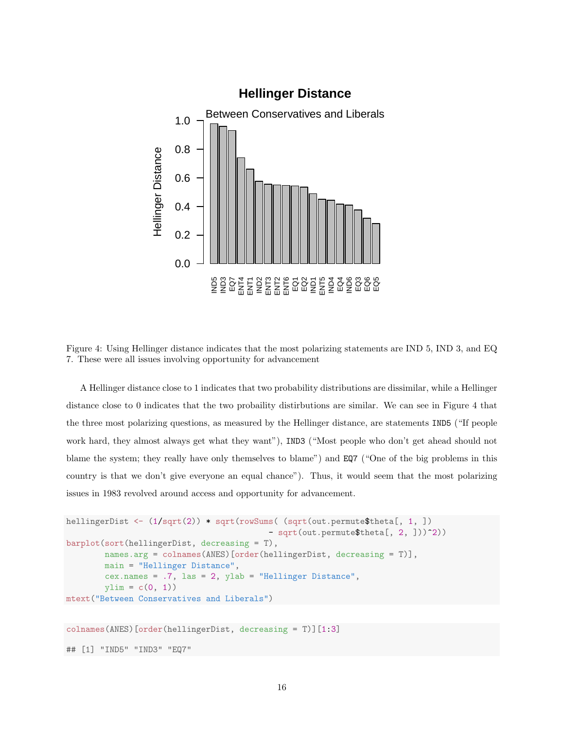Figure 4: Using Hellinger distance indicates that the most polarizing statements are IND 5, IND 3, and EQ 7. These were all issues involving opportunity for advancement

A Hellinger distance close to 1 indicates that two probability distributions are dissimilar, while a Hellinger distance close to 0 indicates that the two probaility distirbutions are similar. We can see in Figure 4 that the three most polarizing questions, as measured by the Hellinger distance, are statements `IND5` ("If people work hard, they almost always get what they want"), `IND3` ("Most people who don't get ahead should not blame the system; they really have only themselves to blame") and `EQ7` ("One of the big problems in this country is that we don't give everyone an equal chance"). Thus, it would seem that the most polarizing issues in 1983 revolved around access and opportunity for advancement.

```
hellingerDist <- (1/sqrt(2)) * sqrt(rowSums( (sqrt(out.permute$theta[, 1, ])
                                            - sqrt(out.permute$theta[, 2, ]))^2))
barplot(sort(hellingerDist, decreasing = T),
        names.arg = colnames(ANES)[order(hellingerDist, decreasing = T)],
        main = "Hellinger Distance",
        cex.names = .7, las = 2, ylab = "Hellinger Distance",
        ylim = c(0, 1))
mtext("Between Conservatives and Liberals")
```

```
colnames(ANES)[order(hellingerDist, decreasing = T)][1:3]

## [1] "IND5" "IND3" "EQ7"
```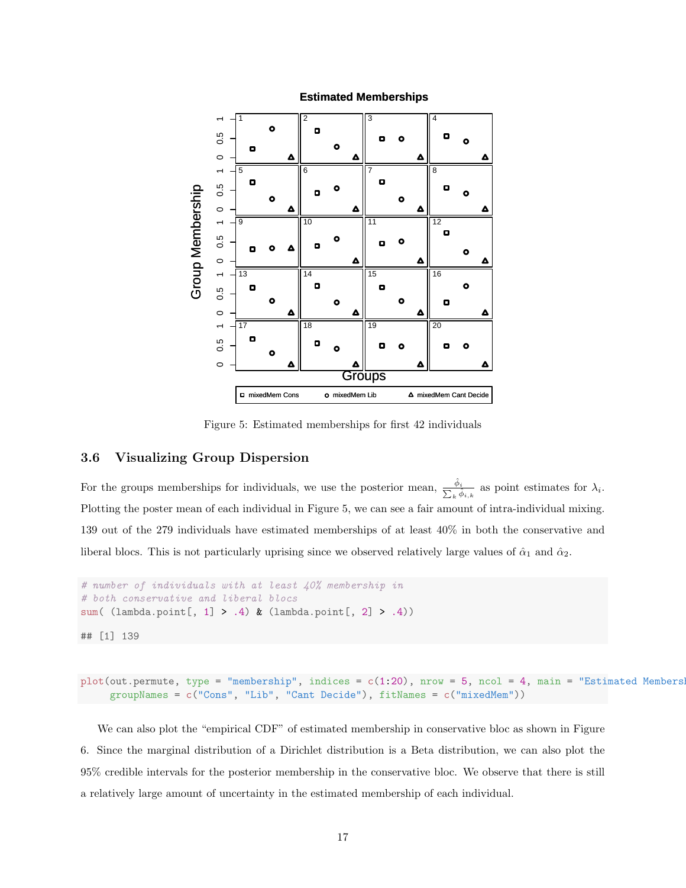Figure 5: Estimated memberships for first 42 individuals

### 3.6 Visualizing Group Dispersion

For the groups memberships for individuals, we use the posterior mean, $\frac{\hat{\phi}_i}{\sum_k \hat{\phi}_{i,k}}$ as point estimates for $\lambda_i$. Plotting the poster mean of each individual in Figure 5, we can see a fair amount of intra-individual mixing. 139 out of the 279 individuals have estimated memberships of at least 40% in both the conservative and liberal blocs. This is not particularly uprising since we observed relatively large values of $\hat{\alpha}_1$ and $\hat{\alpha}_2$.

```
# number of individuals with at least 40% membership in
# both conservative and liberal blocs
sum( (lambda.point[, 1] > .4) & (lambda.point[, 2] > .4))

## [1] 139
```

```
plot(out.permute, type = "membership", indices = c(1:20), nrow = 5, ncol = 4, main = "Estimated Membersh
     groupNames = c("Cons", "Lib", "Cant Decide"), fitNames = c("mixedMem"))
```

We can also plot the "empirical CDF" of estimated membership in conservative bloc as shown in Figure 6. Since the marginal distribution of a Dirichlet distribution is a Beta distribution, we can also plot the 95% credible intervals for the posterior membership in the conservative bloc. We observe that there is still a relatively large amount of uncertainty in the estimated membership of each individual.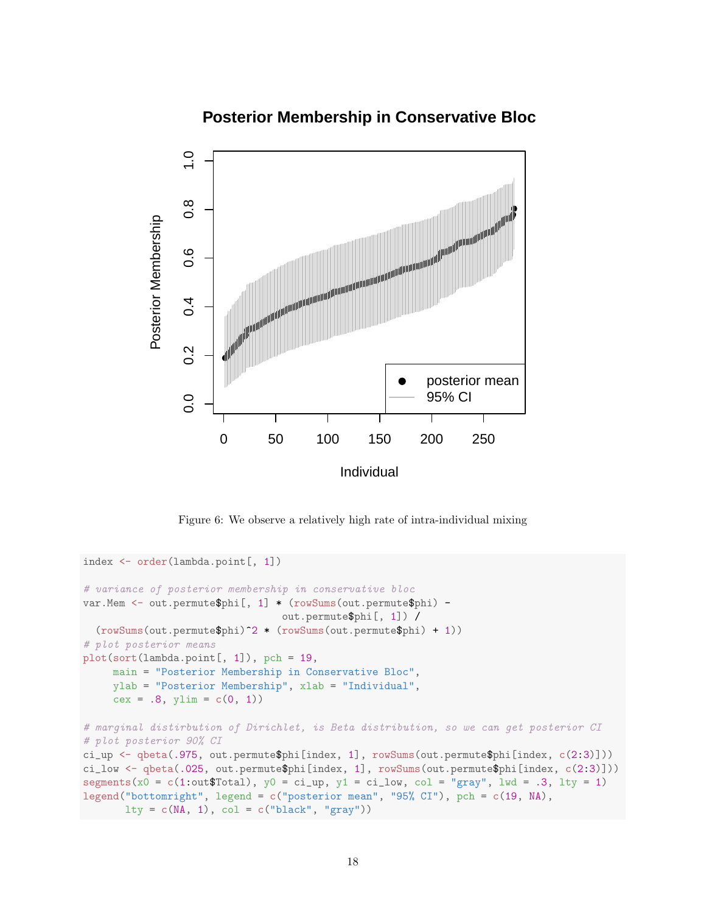Figure 6: We observe a relatively high rate of intra-individual mixing

```
index <- order(lambda.point[, 1])

# variance of posterior membership in conservative bloc
var.Mem <- out.permute$phi[, 1] * (rowSums(out.permute$phi) -
                                   out.permute$phi[, 1]) /
  (rowSums(out.permute$phi)^2 * (rowSums(out.permute$phi) + 1))
# plot posterior means
plot(sort(lambda.point[, 1]), pch = 19,
     main = "Posterior Membership in Conservative Bloc",
     ylab = "Posterior Membership", xlab = "Individual",
     cex = .8, ylim = c(0, 1))

# marginal distirbution of Dirichlet, is Beta distribution, so we can get posterior CI
# plot posterior 90% CI
ci_up <- qbeta(.975, out.permute$phi[index, 1], rowSums(out.permute$phi[index, c(2:3)]))
ci_low <- qbeta(.025, out.permute$phi[index, 1], rowSums(out.permute$phi[index, c(2:3)]))
segments(x0 = c(1:out$Total), y0 = ci_up, y1 = ci_low, col = "gray", lwd = .3, lty = 1)
legend("bottomright", legend = c("posterior mean", "95% CI"), pch = c(19, NA),
       lty = c(NA, 1), col = c("black", "gray"))
```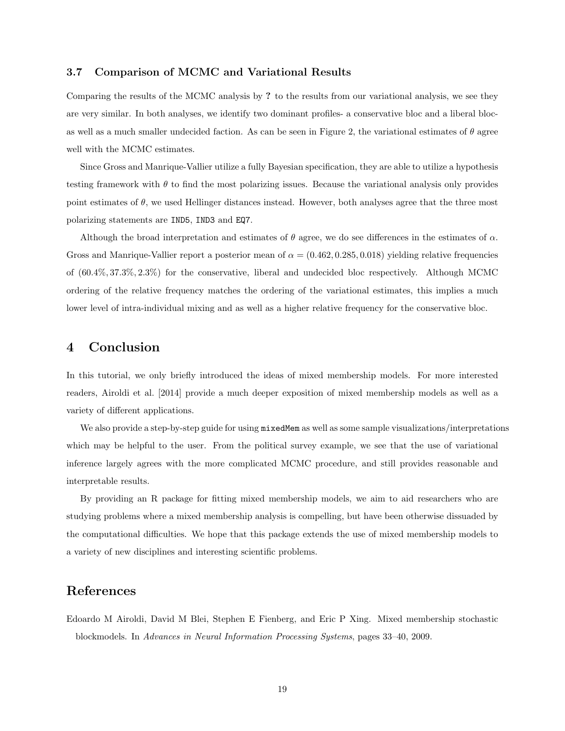### 3.7 Comparison of MCMC and Variational Results

Comparing the results of the MCMC analysis by **?** to the results from our variational analysis, we see they are very similar. In both analyses, we identify two dominant profiles- a conservative bloc and a liberal bloc- as well as a much smaller undecided faction. As can be seen in Figure 2, the variational estimates of $\theta$ agree well with the MCMC estimates.

Since Gross and Manrique-Vallier utilize a fully Bayesian specification, they are able to utilize a hypothesis testing framework with $\theta$ to find the most polarizing issues. Because the variational analysis only provides point estimates of $\theta$, we used Hellinger distances instead. However, both analyses agree that the three most polarizing statements are `IND5`, `IND3` and `EQ7`.

Although the broad interpretation and estimates of $\theta$ agree, we do see differences in the estimates of $\alpha$. Gross and Manrique-Vallier report a posterior mean of $\alpha = (0.462, 0.285, 0.018)$ yielding relative frequencies of $(60.4\%, 37.3\%, 2.3\%)$ for the conservative, liberal and undecided bloc respectively. Although MCMC ordering of the relative frequency matches the ordering of the variational estimates, this implies a much lower level of intra-individual mixing and as well as a higher relative frequency for the conservative bloc.

## 4 Conclusion

In this tutorial, we only briefly introduced the ideas of mixed membership models. For more interested readers, Airoldi et al. [2014] provide a much deeper exposition of mixed membership models as well as a variety of different applications.

We also provide a step-by-step guide for using `mixedMem` as well as some sample visualizations/interpretations which may be helpful to the user. From the political survey example, we see that the use of variational inference largely agrees with the more complicated MCMC procedure, and still provides reasonable and interpretable results.

By providing an R package for fitting mixed membership models, we aim to aid researchers who are studying problems where a mixed membership analysis is compelling, but have been otherwise dissuaded by the computational difficulties. We hope that this package extends the use of mixed membership models to a variety of new disciplines and interesting scientific problems.

## References

Edoardo M Airoldi, David M Blei, Stephen E Fienberg, and Eric P Xing. Mixed membership stochastic blockmodels. In *Advances in Neural Information Processing Systems*, pages 33–40, 2009.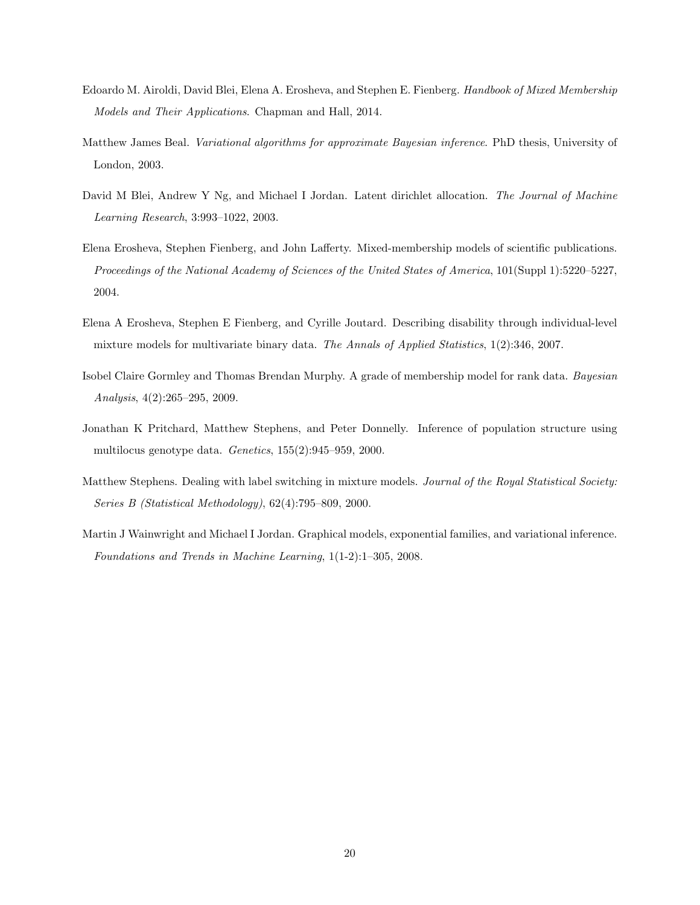Edoardo M. Airoldi, David Blei, Elena A. Erosheva, and Stephen E. Fienberg. *Handbook of Mixed Membership Models and Their Applications*. Chapman and Hall, 2014.

Matthew James Beal. *Variational algorithms for approximate Bayesian inference*. PhD thesis, University of London, 2003.

David M Blei, Andrew Y Ng, and Michael I Jordan. Latent dirichlet allocation. *The Journal of Machine Learning Research*, 3:993–1022, 2003.

Elena Erosheva, Stephen Fienberg, and John Lafferty. Mixed-membership models of scientific publications. *Proceedings of the National Academy of Sciences of the United States of America*, 101(Suppl 1):5220–5227, 2004.

Elena A Erosheva, Stephen E Fienberg, and Cyrille Joutard. Describing disability through individual-level mixture models for multivariate binary data. *The Annals of Applied Statistics*, 1(2):346, 2007.

Isobel Claire Gormley and Thomas Brendan Murphy. A grade of membership model for rank data. *Bayesian Analysis*, 4(2):265–295, 2009.

Jonathan K Pritchard, Matthew Stephens, and Peter Donnelly. Inference of population structure using multilocus genotype data. *Genetics*, 155(2):945–959, 2000.

Matthew Stephens. Dealing with label switching in mixture models. *Journal of the Royal Statistical Society: Series B (Statistical Methodology)*, 62(4):795–809, 2000.

Martin J Wainwright and Michael I Jordan. Graphical models, exponential families, and variational inference. *Foundations and Trends in Machine Learning*, 1(1-2):1–305, 2008.